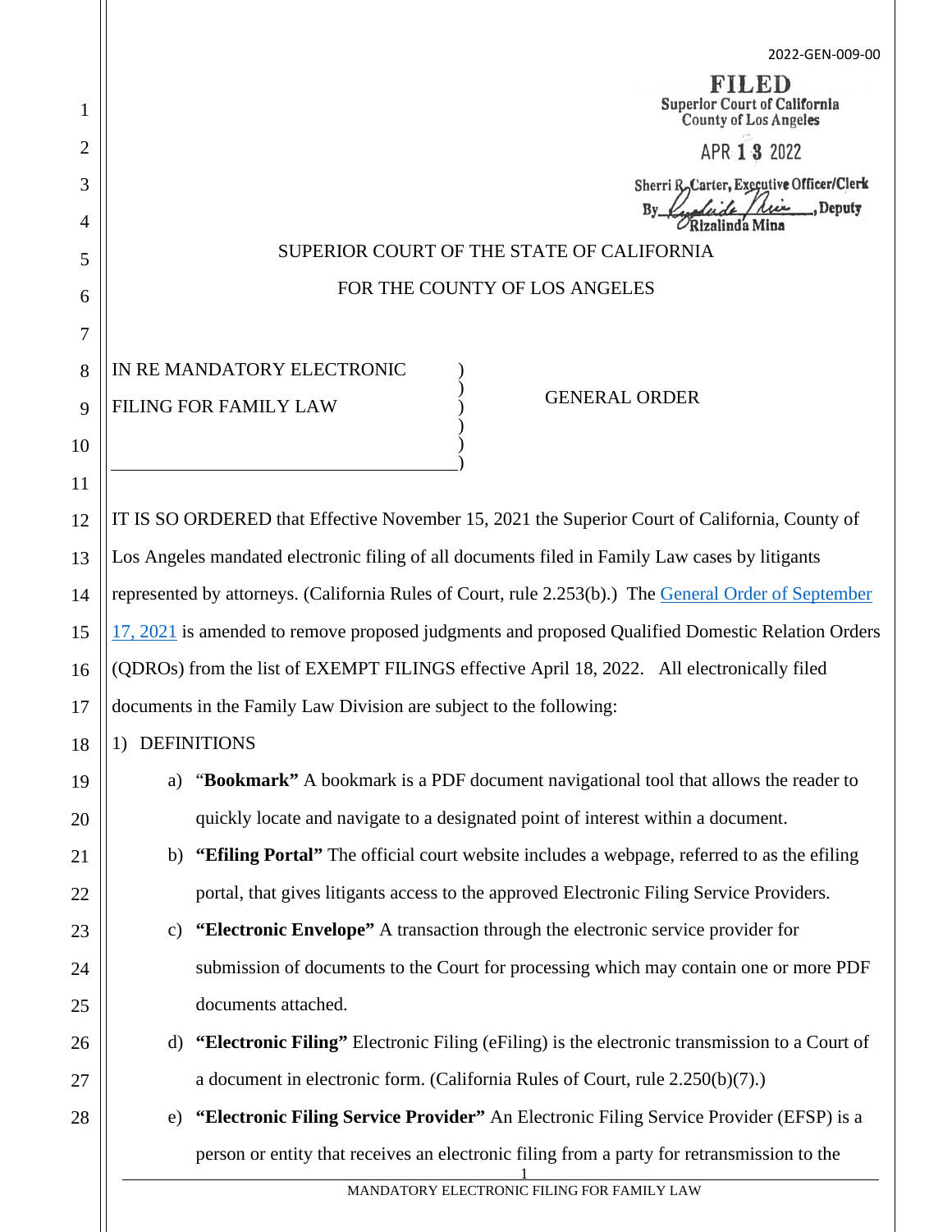2022-GEN-009-00

**FILED**
Superior Court of California
County of Los Angeles

APR 13 2022

Sherri R. Carter, Executive Officer/Clerk
By Rizalinda Mina, Deputy

SUPERIOR COURT OF THE STATE OF CALIFORNIA

FOR THE COUNTY OF LOS ANGELES

IN RE MANDATORY ELECTRONIC FILING FOR FAMILY LAW

GENERAL ORDER

IT IS SO ORDERED that Effective November 15, 2021 the Superior Court of California, County of Los Angeles mandated electronic filing of all documents filed in Family Law cases by litigants represented by attorneys. (California Rules of Court, rule 2.253(b).) The General Order of September 17, 2021 is amended to remove proposed judgments and proposed Qualified Domestic Relation Orders (QDROs) from the list of EXEMPT FILINGS effective April 18, 2022. All electronically filed documents in the Family Law Division are subject to the following:

1) DEFINITIONS

   a) "**Bookmark**" A bookmark is a PDF document navigational tool that allows the reader to quickly locate and navigate to a designated point of interest within a document.

   b) **"Efiling Portal"** The official court website includes a webpage, referred to as the efiling portal, that gives litigants access to the approved Electronic Filing Service Providers.

   c) **"Electronic Envelope"** A transaction through the electronic service provider for submission of documents to the Court for processing which may contain one or more PDF documents attached.

   d) **"Electronic Filing"** Electronic Filing (eFiling) is the electronic transmission to a Court of a document in electronic form. (California Rules of Court, rule 2.250(b)(7).)

   e) **"Electronic Filing Service Provider"** An Electronic Filing Service Provider (EFSP) is a person or entity that receives an electronic filing from a party for retransmission to the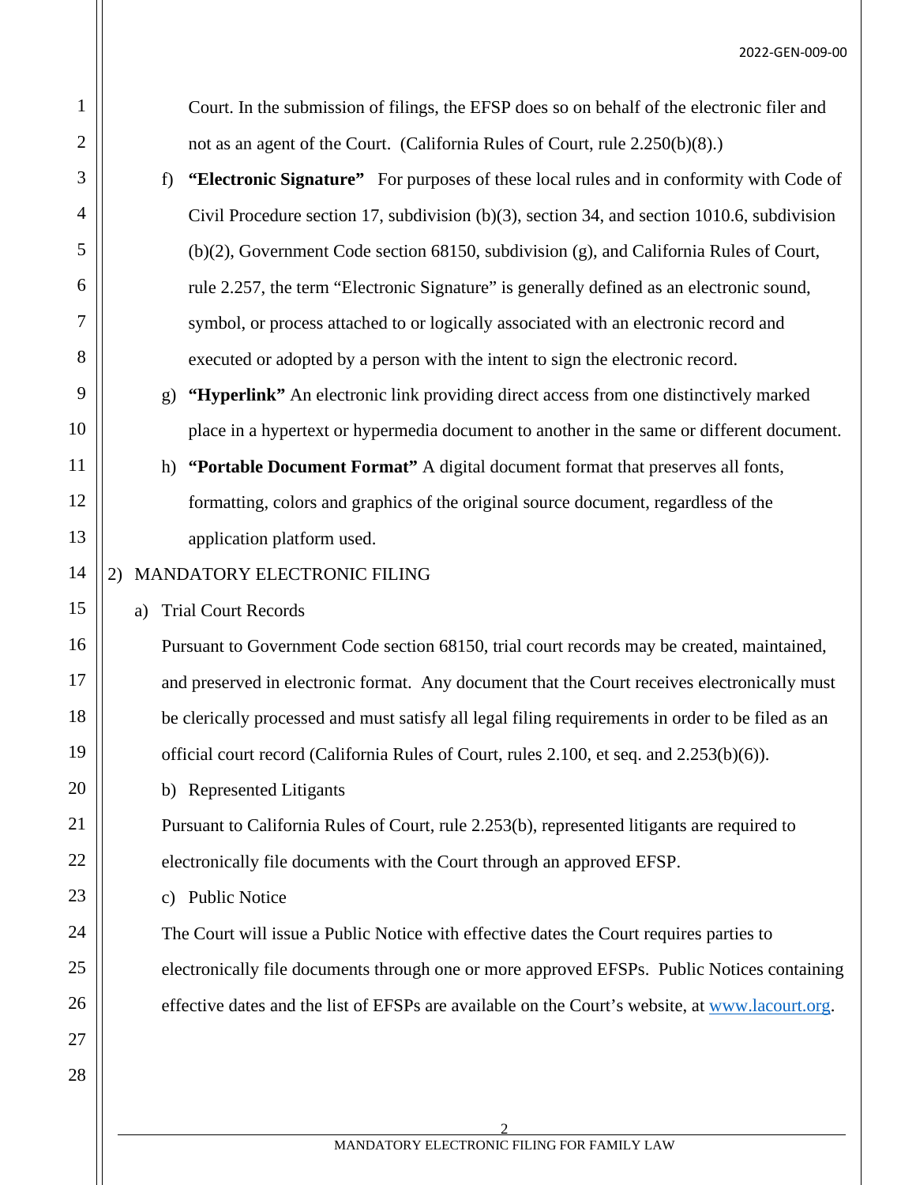Court. In the submission of filings, the EFSP does so on behalf of the electronic filer and not as an agent of the Court. (California Rules of Court, rule 2.250(b)(8).)

f) **"Electronic Signature"** For purposes of these local rules and in conformity with Code of Civil Procedure section 17, subdivision (b)(3), section 34, and section 1010.6, subdivision (b)(2), Government Code section 68150, subdivision (g), and California Rules of Court, rule 2.257, the term "Electronic Signature" is generally defined as an electronic sound, symbol, or process attached to or logically associated with an electronic record and executed or adopted by a person with the intent to sign the electronic record.

g) **"Hyperlink"** An electronic link providing direct access from one distinctively marked place in a hypertext or hypermedia document to another in the same or different document.

h) **"Portable Document Format"** A digital document format that preserves all fonts, formatting, colors and graphics of the original source document, regardless of the application platform used.

2) MANDATORY ELECTRONIC FILING

a) Trial Court Records

Pursuant to Government Code section 68150, trial court records may be created, maintained, and preserved in electronic format. Any document that the Court receives electronically must be clerically processed and must satisfy all legal filing requirements in order to be filed as an official court record (California Rules of Court, rules 2.100, et seq. and 2.253(b)(6)).

b) Represented Litigants

Pursuant to California Rules of Court, rule 2.253(b), represented litigants are required to electronically file documents with the Court through an approved EFSP.

c) Public Notice

The Court will issue a Public Notice with effective dates the Court requires parties to electronically file documents through one or more approved EFSPs. Public Notices containing effective dates and the list of EFSPs are available on the Court's website, at [www.lacourt.org](http://www.lacourt.org).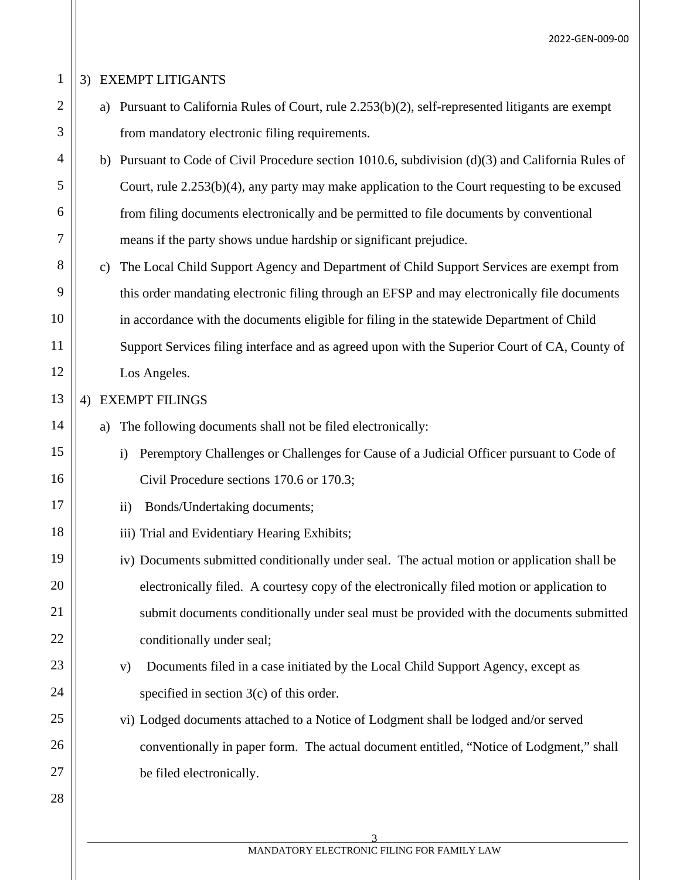3) EXEMPT LITIGANTS

a) Pursuant to California Rules of Court, rule 2.253(b)(2), self-represented litigants are exempt from mandatory electronic filing requirements.

b) Pursuant to Code of Civil Procedure section 1010.6, subdivision (d)(3) and California Rules of Court, rule 2.253(b)(4), any party may make application to the Court requesting to be excused from filing documents electronically and be permitted to file documents by conventional means if the party shows undue hardship or significant prejudice.

c) The Local Child Support Agency and Department of Child Support Services are exempt from this order mandating electronic filing through an EFSP and may electronically file documents in accordance with the documents eligible for filing in the statewide Department of Child Support Services filing interface and as agreed upon with the Superior Court of CA, County of Los Angeles.

4) EXEMPT FILINGS

a) The following documents shall not be filed electronically:

i) Peremptory Challenges or Challenges for Cause of a Judicial Officer pursuant to Code of Civil Procedure sections 170.6 or 170.3;

ii) Bonds/Undertaking documents;

iii) Trial and Evidentiary Hearing Exhibits;

iv) Documents submitted conditionally under seal. The actual motion or application shall be electronically filed. A courtesy copy of the electronically filed motion or application to submit documents conditionally under seal must be provided with the documents submitted conditionally under seal;

v) Documents filed in a case initiated by the Local Child Support Agency, except as specified in section 3(c) of this order.

vi) Lodged documents attached to a Notice of Lodgment shall be lodged and/or served conventionally in paper form. The actual document entitled, "Notice of Lodgment," shall be filed electronically.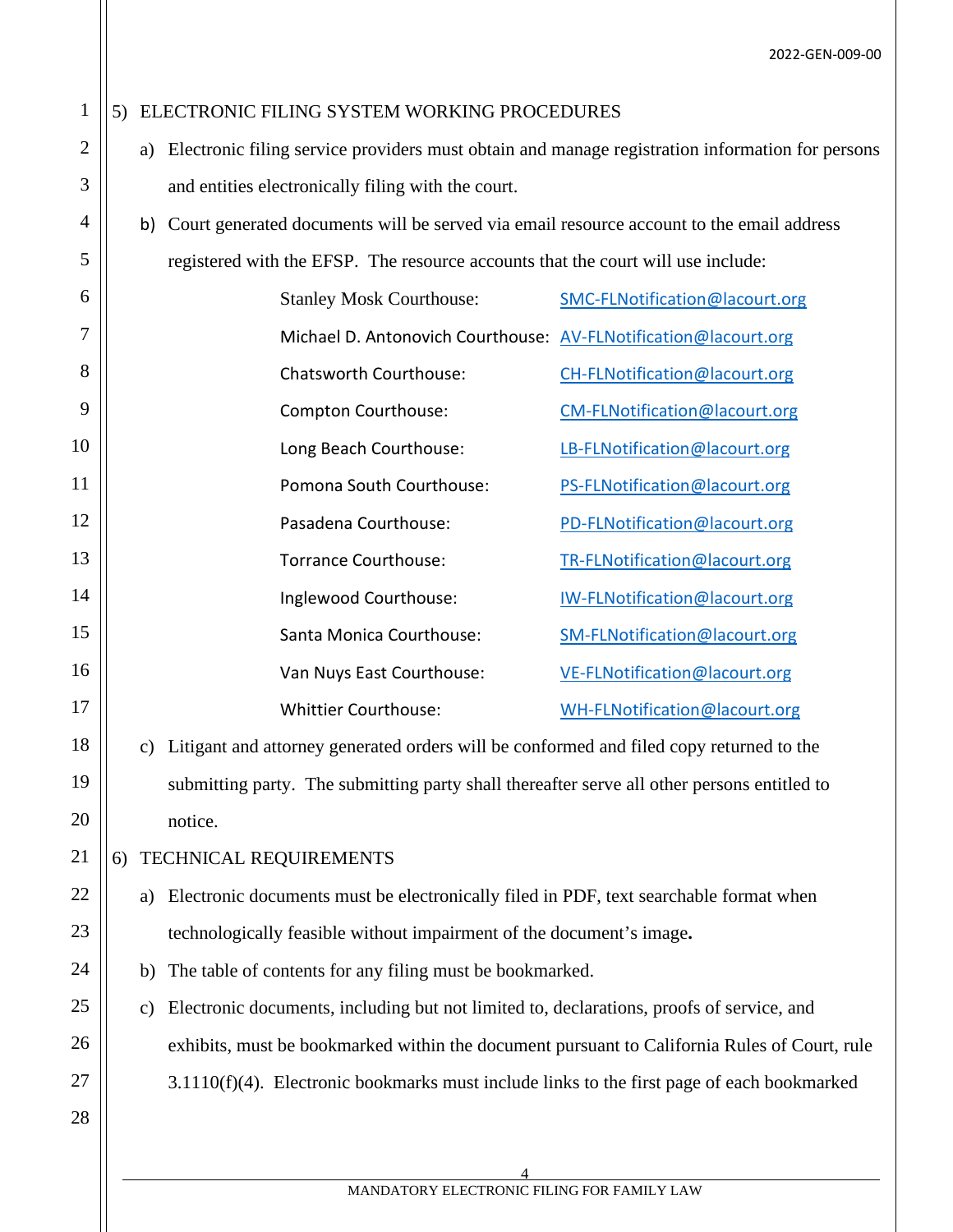5) ELECTRONIC FILING SYSTEM WORKING PROCEDURES

a) Electronic filing service providers must obtain and manage registration information for persons and entities electronically filing with the court.

b) Court generated documents will be served via email resource account to the email address registered with the EFSP. The resource accounts that the court will use include:

| | |
|---|---|
| Stanley Mosk Courthouse: | SMC-FLNotification@lacourt.org |
| Michael D. Antonovich Courthouse: | AV-FLNotification@lacourt.org |
| Chatsworth Courthouse: | CH-FLNotification@lacourt.org |
| Compton Courthouse: | CM-FLNotification@lacourt.org |
| Long Beach Courthouse: | LB-FLNotification@lacourt.org |
| Pomona South Courthouse: | PS-FLNotification@lacourt.org |
| Pasadena Courthouse: | PD-FLNotification@lacourt.org |
| Torrance Courthouse: | TR-FLNotification@lacourt.org |
| Inglewood Courthouse: | IW-FLNotification@lacourt.org |
| Santa Monica Courthouse: | SM-FLNotification@lacourt.org |
| Van Nuys East Courthouse: | VE-FLNotification@lacourt.org |
| Whittier Courthouse: | WH-FLNotification@lacourt.org |

c) Litigant and attorney generated orders will be conformed and filed copy returned to the submitting party. The submitting party shall thereafter serve all other persons entitled to notice.

6) TECHNICAL REQUIREMENTS

a) Electronic documents must be electronically filed in PDF, text searchable format when technologically feasible without impairment of the document's image**.**

b) The table of contents for any filing must be bookmarked.

c) Electronic documents, including but not limited to, declarations, proofs of service, and exhibits, must be bookmarked within the document pursuant to California Rules of Court, rule 3.1110(f)(4). Electronic bookmarks must include links to the first page of each bookmarked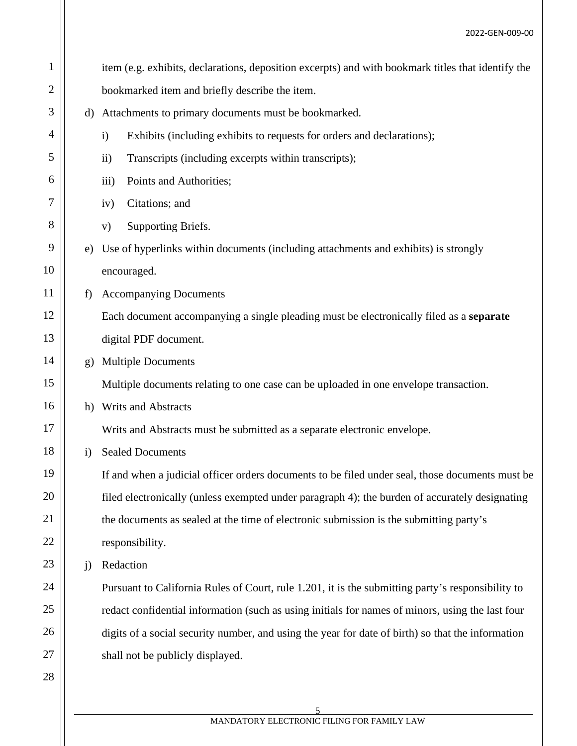item (e.g. exhibits, declarations, deposition excerpts) and with bookmark titles that identify the bookmarked item and briefly describe the item.

d) Attachments to primary documents must be bookmarked.

   i) Exhibits (including exhibits to requests for orders and declarations);

   ii) Transcripts (including excerpts within transcripts);

   iii) Points and Authorities;

   iv) Citations; and

   v) Supporting Briefs.

e) Use of hyperlinks within documents (including attachments and exhibits) is strongly encouraged.

f) Accompanying Documents

   Each document accompanying a single pleading must be electronically filed as a **separate** digital PDF document.

g) Multiple Documents

   Multiple documents relating to one case can be uploaded in one envelope transaction.

h) Writs and Abstracts

   Writs and Abstracts must be submitted as a separate electronic envelope.

i) Sealed Documents

   If and when a judicial officer orders documents to be filed under seal, those documents must be filed electronically (unless exempted under paragraph 4); the burden of accurately designating the documents as sealed at the time of electronic submission is the submitting party's responsibility.

j) Redaction

   Pursuant to California Rules of Court, rule 1.201, it is the submitting party's responsibility to redact confidential information (such as using initials for names of minors, using the last four digits of a social security number, and using the year for date of birth) so that the information shall not be publicly displayed.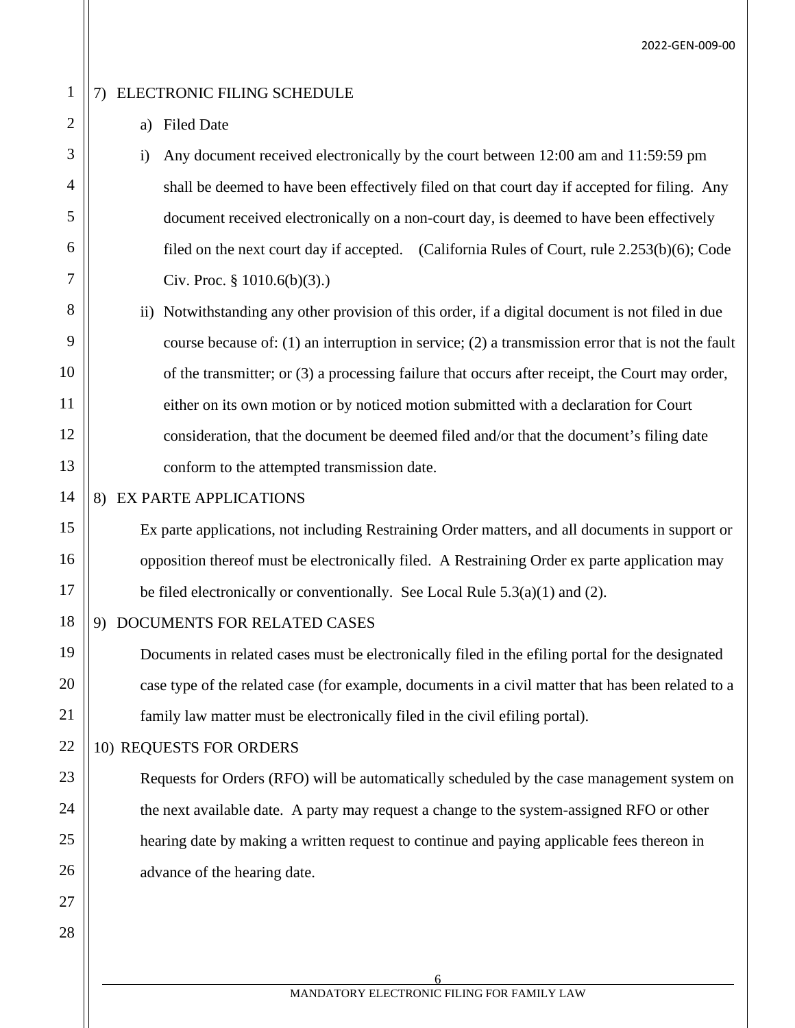## 7) ELECTRONIC FILING SCHEDULE

a) Filed Date

i) Any document received electronically by the court between 12:00 am and 11:59:59 pm shall be deemed to have been effectively filed on that court day if accepted for filing. Any document received electronically on a non-court day, is deemed to have been effectively filed on the next court day if accepted. (California Rules of Court, rule 2.253(b)(6); Code Civ. Proc. § 1010.6(b)(3).)

ii) Notwithstanding any other provision of this order, if a digital document is not filed in due course because of: (1) an interruption in service; (2) a transmission error that is not the fault of the transmitter; or (3) a processing failure that occurs after receipt, the Court may order, either on its own motion or by noticed motion submitted with a declaration for Court consideration, that the document be deemed filed and/or that the document's filing date conform to the attempted transmission date.

## 8) EX PARTE APPLICATIONS

Ex parte applications, not including Restraining Order matters, and all documents in support or opposition thereof must be electronically filed. A Restraining Order ex parte application may be filed electronically or conventionally. See Local Rule 5.3(a)(1) and (2).

## 9) DOCUMENTS FOR RELATED CASES

Documents in related cases must be electronically filed in the efiling portal for the designated case type of the related case (for example, documents in a civil matter that has been related to a family law matter must be electronically filed in the civil efiling portal).

## 10) REQUESTS FOR ORDERS

Requests for Orders (RFO) will be automatically scheduled by the case management system on the next available date. A party may request a change to the system-assigned RFO or other hearing date by making a written request to continue and paying applicable fees thereon in advance of the hearing date.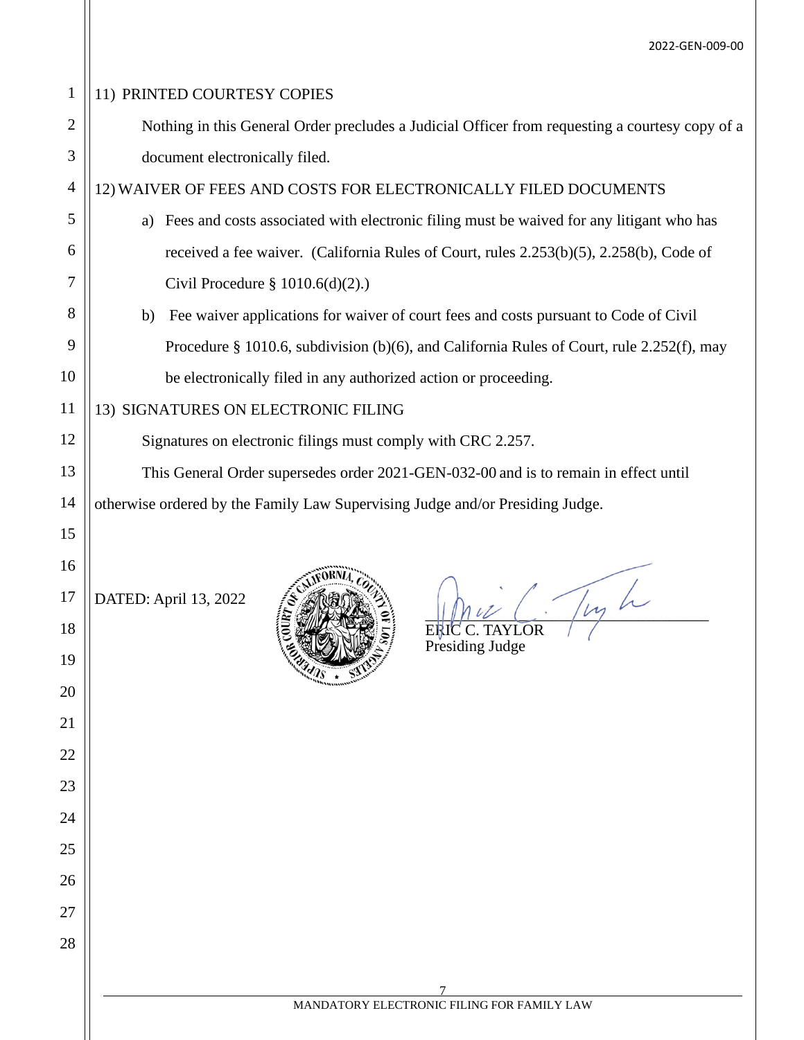11) PRINTED COURTESY COPIES

Nothing in this General Order precludes a Judicial Officer from requesting a courtesy copy of a document electronically filed.

12) WAIVER OF FEES AND COSTS FOR ELECTRONICALLY FILED DOCUMENTS

a) Fees and costs associated with electronic filing must be waived for any litigant who has received a fee waiver. (California Rules of Court, rules 2.253(b)(5), 2.258(b), Code of Civil Procedure § 1010.6(d)(2).)

b) Fee waiver applications for waiver of court fees and costs pursuant to Code of Civil Procedure § 1010.6, subdivision (b)(6), and California Rules of Court, rule 2.252(f), may be electronically filed in any authorized action or proceeding.

13) SIGNATURES ON ELECTRONIC FILING

Signatures on electronic filings must comply with CRC 2.257.

This General Order supersedes order 2021-GEN-032-00 and is to remain in effect until otherwise ordered by the Family Law Supervising Judge and/or Presiding Judge.

DATED: April 13, 2022

ERIC C. TAYLOR
Presiding Judge